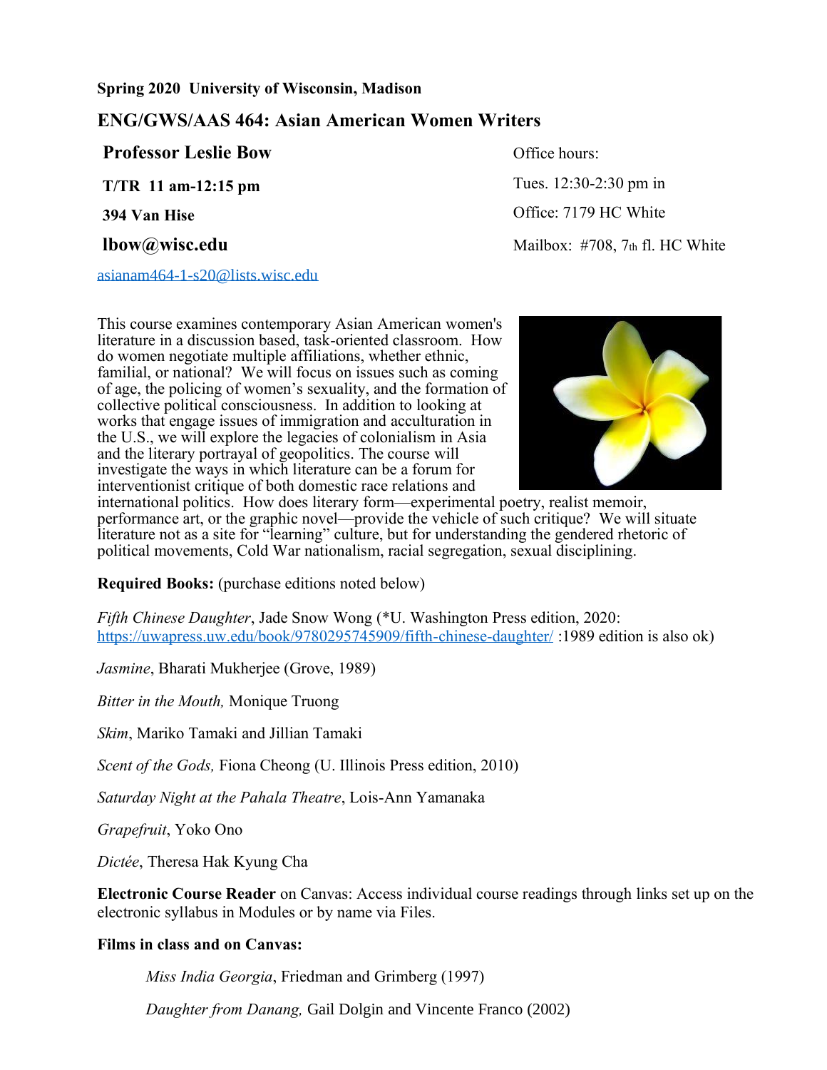**Spring 2020 University of Wisconsin, Madison**

## ENG/GWS/AAS 464: Asian American Women Writers

**Professor Leslie Bow**

**T/TR 11 am-12:15 pm**

**394 Van Hise**

**lbow@wisc.edu**

asianam464-1-s20@lists.wisc.edu

Office hours:

Tues. 12:30-2:30 pm in

Office: 7179 HC White

Mailbox: #708, 7th fl. HC White

This course examines contemporary Asian American women's literature in a discussion based, task-oriented classroom. How do women negotiate multiple affiliations, whether ethnic, familial, or national? We will focus on issues such as coming of age, the policing of women's sexuality, and the formation of collective political consciousness. In addition to looking at works that engage issues of immigration and acculturation in the U.S., we will explore the legacies of colonialism in Asia and the literary portrayal of geopolitics. The course will investigate the ways in which literature can be a forum for interventionist critique of both domestic race relations and international politics. How does literary form—experimental poetry, realist memoir, performance art, or the graphic novel—provide the vehicle of such critique? We will situate literature not as a site for "learning" culture, but for understanding the gendered rhetoric of political movements, Cold War nationalism, racial segregation, sexual disciplining.

**Required Books:** (purchase editions noted below)

*Fifth Chinese Daughter*, Jade Snow Wong (*U. Washington Press edition, 2020: https://uwapress.uw.edu/book/9780295745909/fifth-chinese-daughter/ :1989 edition is also ok)

*Jasmine*, Bharati Mukherjee (Grove, 1989)

*Bitter in the Mouth,* Monique Truong

*Skim*, Mariko Tamaki and Jillian Tamaki

*Scent of the Gods,* Fiona Cheong (U. Illinois Press edition, 2010)

*Saturday Night at the Pahala Theatre*, Lois-Ann Yamanaka

*Grapefruit*, Yoko Ono

*Dictée*, Theresa Hak Kyung Cha

**Electronic Course Reader** on Canvas: Access individual course readings through links set up on the electronic syllabus in Modules or by name via Files.

**Films in class and on Canvas:**

*Miss India Georgia*, Friedman and Grimberg (1997)

*Daughter from Danang,* Gail Dolgin and Vincente Franco (2002)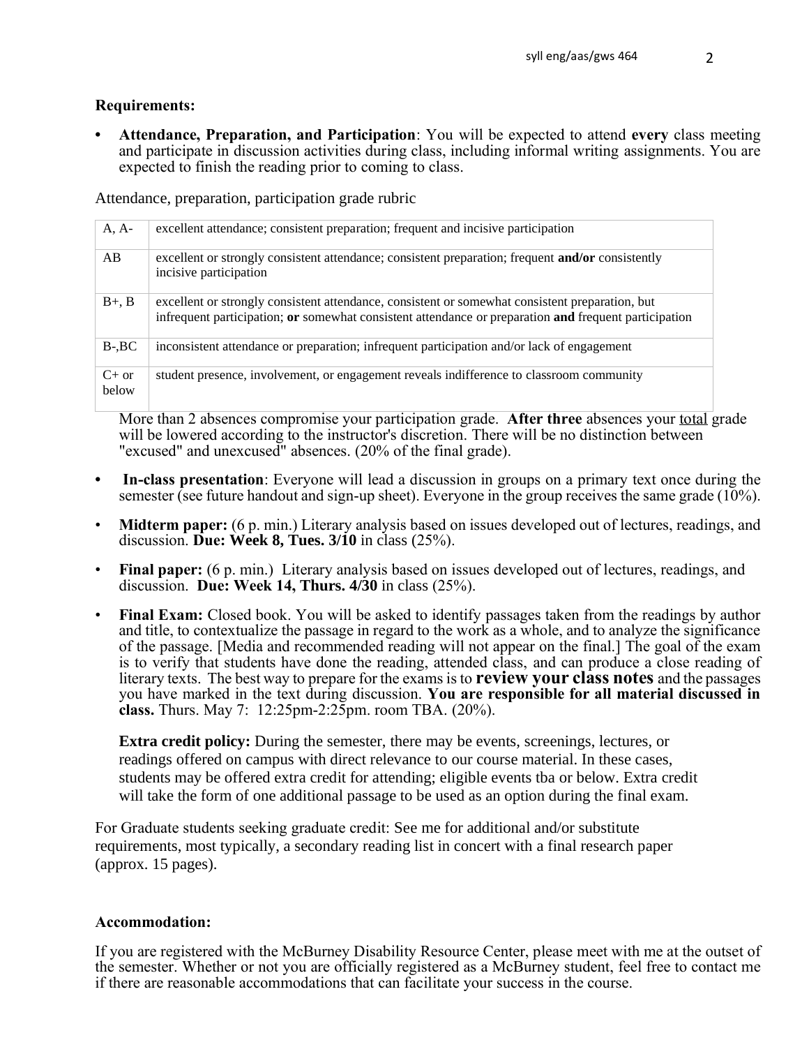**Requirements:**

- **Attendance, Preparation, and Participation**: You will be expected to attend **every** class meeting and participate in discussion activities during class, including informal writing assignments. You are expected to finish the reading prior to coming to class.

Attendance, preparation, participation grade rubric

| | |
|---|---|
| A, A- | excellent attendance; consistent preparation; frequent and incisive participation |
| AB | excellent or strongly consistent attendance; consistent preparation; frequent **and/or** consistently incisive participation |
| B+, B | excellent or strongly consistent attendance, consistent or somewhat consistent preparation, but infrequent participation; **or** somewhat consistent attendance or preparation **and** frequent participation |
| B-,BC | inconsistent attendance or preparation; infrequent participation and/or lack of engagement |
| C+ or below | student presence, involvement, or engagement reveals indifference to classroom community |

More than 2 absences compromise your participation grade. **After three** absences your <u>total</u> grade will be lowered according to the instructor's discretion. There will be no distinction between "excused" and unexcused" absences. (20% of the final grade).

- **In-class presentation**: Everyone will lead a discussion in groups on a primary text once during the semester (see future handout and sign-up sheet). Everyone in the group receives the same grade (10%).
- **Midterm paper:** (6 p. min.) Literary analysis based on issues developed out of lectures, readings, and discussion. **Due: Week 8, Tues. 3/10** in class (25%).
- **Final paper:** (6 p. min.) Literary analysis based on issues developed out of lectures, readings, and discussion. **Due: Week 14, Thurs. 4/30** in class (25%).
- **Final Exam:** Closed book. You will be asked to identify passages taken from the readings by author and title, to contextualize the passage in regard to the work as a whole, and to analyze the significance of the passage. [Media and recommended reading will not appear on the final.] The goal of the exam is to verify that students have done the reading, attended class, and can produce a close reading of literary texts. The best way to prepare for the exams is to **review your class notes** and the passages you have marked in the text during discussion. **You are responsible for all material discussed in class.** Thurs. May 7: 12:25pm-2:25pm. room TBA. (20%).

  **Extra credit policy:** During the semester, there may be events, screenings, lectures, or readings offered on campus with direct relevance to our course material. In these cases, students may be offered extra credit for attending; eligible events tba or below. Extra credit will take the form of one additional passage to be used as an option during the final exam.

For Graduate students seeking graduate credit: See me for additional and/or substitute requirements, most typically, a secondary reading list in concert with a final research paper (approx. 15 pages).

**Accommodation:**

If you are registered with the McBurney Disability Resource Center, please meet with me at the outset of the semester. Whether or not you are officially registered as a McBurney student, feel free to contact me if there are reasonable accommodations that can facilitate your success in the course.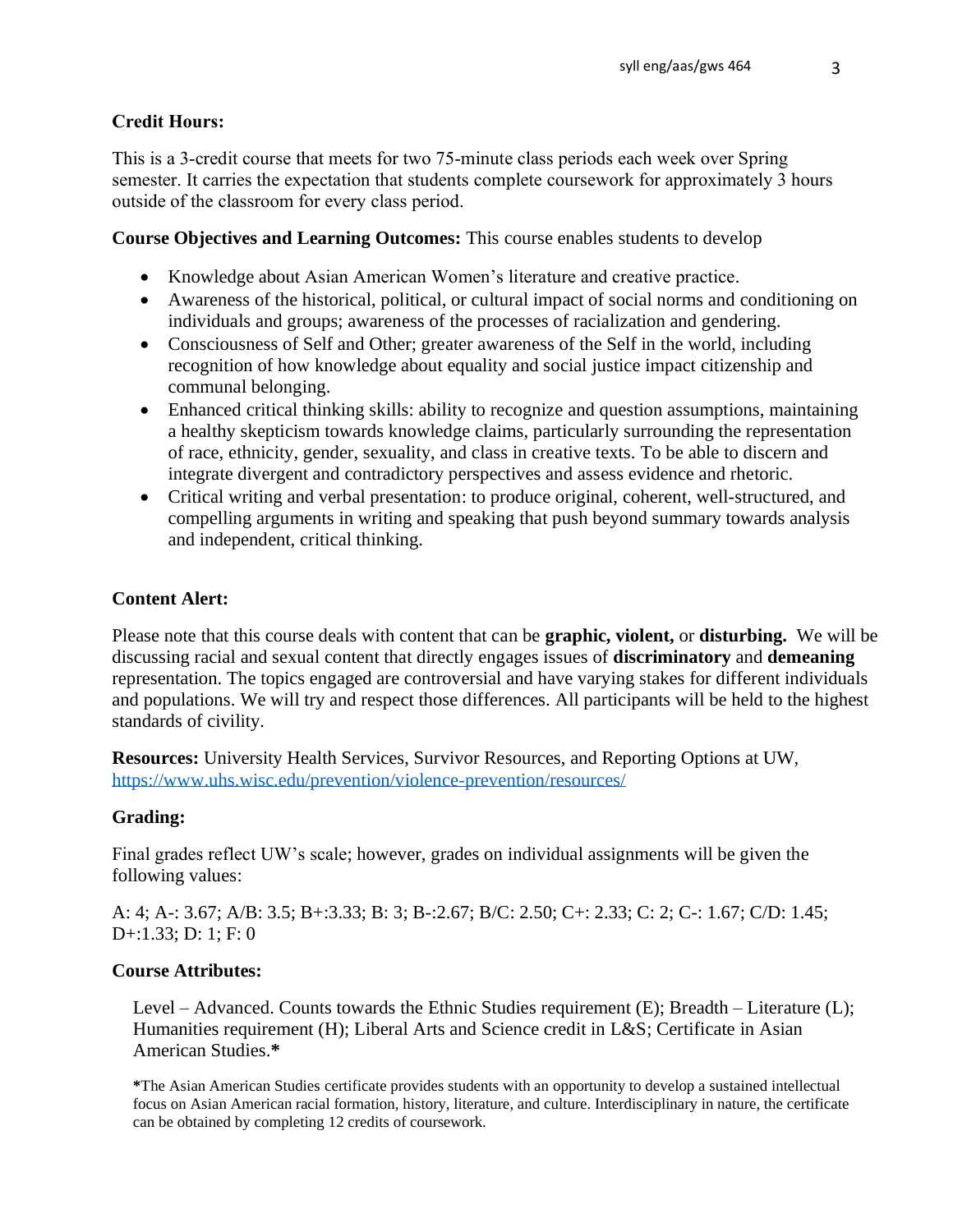**Credit Hours:**

This is a 3-credit course that meets for two 75-minute class periods each week over Spring semester. It carries the expectation that students complete coursework for approximately 3 hours outside of the classroom for every class period.

**Course Objectives and Learning Outcomes:** This course enables students to develop

- Knowledge about Asian American Women's literature and creative practice.
- Awareness of the historical, political, or cultural impact of social norms and conditioning on individuals and groups; awareness of the processes of racialization and gendering.
- Consciousness of Self and Other; greater awareness of the Self in the world, including recognition of how knowledge about equality and social justice impact citizenship and communal belonging.
- Enhanced critical thinking skills: ability to recognize and question assumptions, maintaining a healthy skepticism towards knowledge claims, particularly surrounding the representation of race, ethnicity, gender, sexuality, and class in creative texts. To be able to discern and integrate divergent and contradictory perspectives and assess evidence and rhetoric.
- Critical writing and verbal presentation: to produce original, coherent, well-structured, and compelling arguments in writing and speaking that push beyond summary towards analysis and independent, critical thinking.

**Content Alert:**

Please note that this course deals with content that can be **graphic, violent,** or **disturbing.** We will be discussing racial and sexual content that directly engages issues of **discriminatory** and **demeaning** representation. The topics engaged are controversial and have varying stakes for different individuals and populations. We will try and respect those differences. All participants will be held to the highest standards of civility.

**Resources:** University Health Services, Survivor Resources, and Reporting Options at UW, https://www.uhs.wisc.edu/prevention/violence-prevention/resources/

**Grading:**

Final grades reflect UW's scale; however, grades on individual assignments will be given the following values:

A: 4; A-: 3.67; A/B: 3.5; B+:3.33; B: 3; B-:2.67; B/C: 2.50; C+: 2.33; C: 2; C-: 1.67; C/D: 1.45; D+:1.33; D: 1; F: 0

**Course Attributes:**

Level – Advanced. Counts towards the Ethnic Studies requirement (E); Breadth – Literature (L); Humanities requirement (H); Liberal Arts and Science credit in L&S; Certificate in Asian American Studies.**\***

**\***The Asian American Studies certificate provides students with an opportunity to develop a sustained intellectual focus on Asian American racial formation, history, literature, and culture. Interdisciplinary in nature, the certificate can be obtained by completing 12 credits of coursework.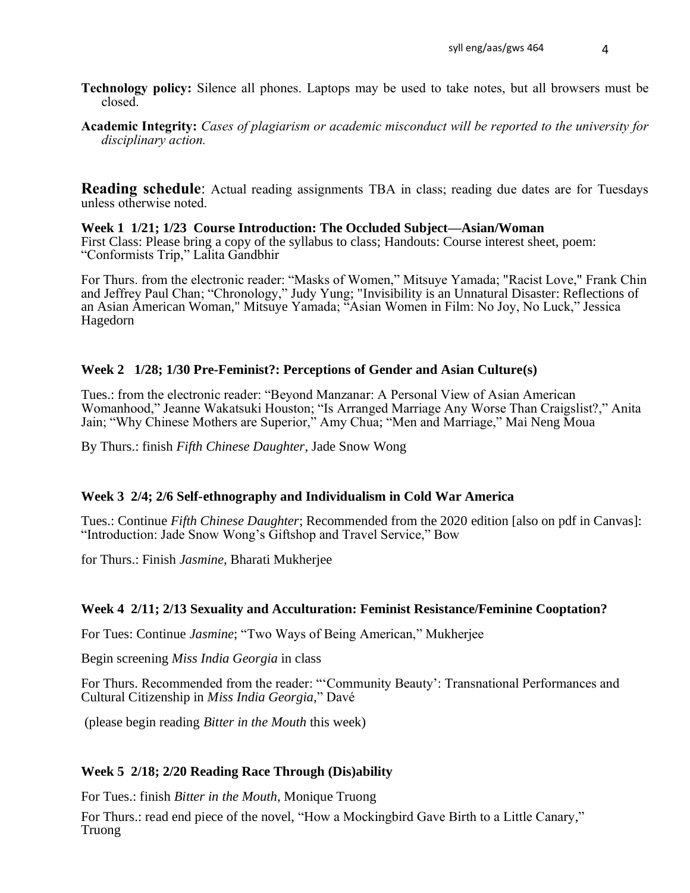**Technology policy:** Silence all phones. Laptops may be used to take notes, but all browsers must be closed.

**Academic Integrity:** *Cases of plagiarism or academic misconduct will be reported to the university for disciplinary action.*

## **Reading schedule**: Actual reading assignments TBA in class; reading due dates are for Tuesdays unless otherwise noted.

### Week 1 1/21; 1/23 Course Introduction: The Occluded Subject—Asian/Woman

First Class: Please bring a copy of the syllabus to class; Handouts: Course interest sheet, poem: "Conformists Trip," Lalita Gandbhir

For Thurs. from the electronic reader: "Masks of Women," Mitsuye Yamada; "Racist Love," Frank Chin and Jeffrey Paul Chan; "Chronology," Judy Yung; "Invisibility is an Unnatural Disaster: Reflections of an Asian American Woman," Mitsuye Yamada; "Asian Women in Film: No Joy, No Luck," Jessica Hagedorn

### Week 2 1/28; 1/30 Pre-Feminist?: Perceptions of Gender and Asian Culture(s)

Tues.: from the electronic reader: "Beyond Manzanar: A Personal View of Asian American Womanhood," Jeanne Wakatsuki Houston; "Is Arranged Marriage Any Worse Than Craigslist?," Anita Jain; "Why Chinese Mothers are Superior," Amy Chua; "Men and Marriage," Mai Neng Moua

By Thurs.: finish *Fifth Chinese Daughter*, Jade Snow Wong

### Week 3 2/4; 2/6 Self-ethnography and Individualism in Cold War America

Tues.: Continue *Fifth Chinese Daughter*; Recommended from the 2020 edition [also on pdf in Canvas]: "Introduction: Jade Snow Wong's Giftshop and Travel Service," Bow

for Thurs.: Finish *Jasmine*, Bharati Mukherjee

### Week 4 2/11; 2/13 Sexuality and Acculturation: Feminist Resistance/Feminine Cooptation?

For Tues: Continue *Jasmine*; "Two Ways of Being American," Mukherjee

Begin screening *Miss India Georgia* in class

For Thurs. Recommended from the reader: "'Community Beauty': Transnational Performances and Cultural Citizenship in *Miss India Georgia*," Davé

(please begin reading *Bitter in the Mouth* this week)

### Week 5 2/18; 2/20 Reading Race Through (Dis)ability

For Tues.: finish *Bitter in the Mouth*, Monique Truong

For Thurs.: read end piece of the novel, "How a Mockingbird Gave Birth to a Little Canary," Truong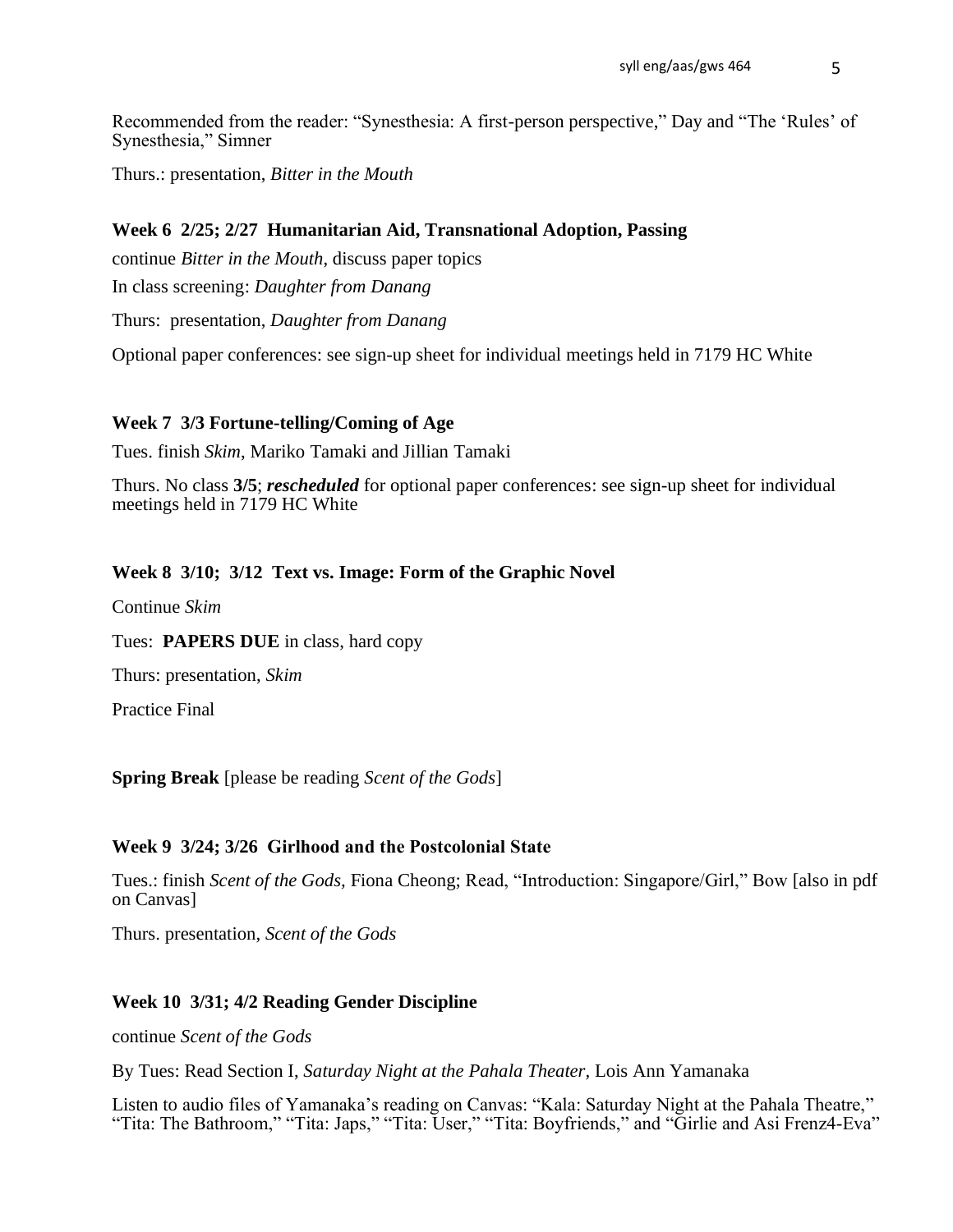Recommended from the reader: "Synesthesia: A first-person perspective," Day and "The 'Rules' of Synesthesia," Simner

Thurs.: presentation, *Bitter in the Mouth*

**Week 6 2/25; 2/27 Humanitarian Aid, Transnational Adoption, Passing**

continue *Bitter in the Mouth*, discuss paper topics

In class screening: *Daughter from Danang*

Thurs: presentation, *Daughter from Danang*

Optional paper conferences: see sign-up sheet for individual meetings held in 7179 HC White

**Week 7 3/3 Fortune-telling/Coming of Age**

Tues. finish *Skim*, Mariko Tamaki and Jillian Tamaki

Thurs. No class **3/5**; ***rescheduled*** for optional paper conferences: see sign-up sheet for individual meetings held in 7179 HC White

**Week 8 3/10; 3/12 Text vs. Image: Form of the Graphic Novel**

Continue *Skim*

Tues: **PAPERS DUE** in class, hard copy

Thurs: presentation, *Skim*

Practice Final

**Spring Break** [please be reading *Scent of the Gods*]

**Week 9 3/24; 3/26 Girlhood and the Postcolonial State**

Tues.: finish *Scent of the Gods*, Fiona Cheong; Read, "Introduction: Singapore/Girl," Bow [also in pdf on Canvas]

Thurs. presentation, *Scent of the Gods*

**Week 10 3/31; 4/2 Reading Gender Discipline**

continue *Scent of the Gods*

By Tues: Read Section I, *Saturday Night at the Pahala Theater*, Lois Ann Yamanaka

Listen to audio files of Yamanaka's reading on Canvas: "Kala: Saturday Night at the Pahala Theatre," "Tita: The Bathroom," "Tita: Japs," "Tita: User," "Tita: Boyfriends," and "Girlie and Asi Frenz4-Eva"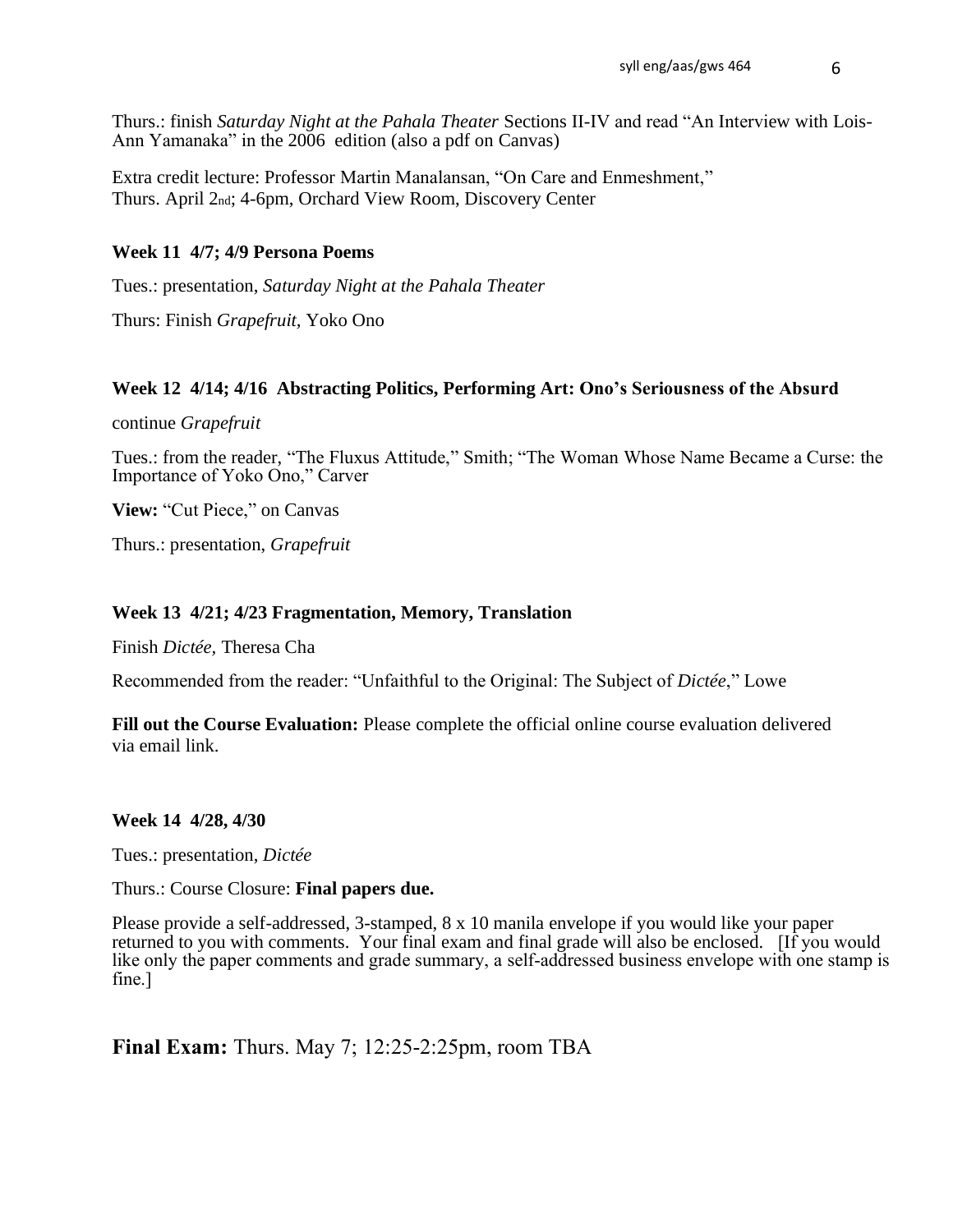Thurs.: finish *Saturday Night at the Pahala Theater* Sections II-IV and read "An Interview with Lois-Ann Yamanaka" in the 2006 edition (also a pdf on Canvas)

Extra credit lecture: Professor Martin Manalansan, "On Care and Enmeshment," Thurs. April 2nd; 4-6pm, Orchard View Room, Discovery Center

**Week 11 4/7; 4/9 Persona Poems**

Tues.: presentation, *Saturday Night at the Pahala Theater*

Thurs: Finish *Grapefruit,* Yoko Ono

**Week 12 4/14; 4/16 Abstracting Politics, Performing Art: Ono's Seriousness of the Absurd**

continue *Grapefruit*

Tues.: from the reader, "The Fluxus Attitude," Smith; "The Woman Whose Name Became a Curse: the Importance of Yoko Ono," Carver

**View:** "Cut Piece," on Canvas

Thurs.: presentation, *Grapefruit*

**Week 13 4/21; 4/23 Fragmentation, Memory, Translation**

Finish *Dictée,* Theresa Cha

Recommended from the reader: "Unfaithful to the Original: The Subject of *Dictée*," Lowe

**Fill out the Course Evaluation:** Please complete the official online course evaluation delivered via email link.

**Week 14 4/28, 4/30**

Tues.: presentation, *Dictée*

Thurs.: Course Closure: **Final papers due.**

Please provide a self-addressed, 3-stamped, 8 x 10 manila envelope if you would like your paper returned to you with comments. Your final exam and final grade will also be enclosed. [If you would like only the paper comments and grade summary, a self-addressed business envelope with one stamp is fine.]

## **Final Exam:** Thurs. May 7; 12:25-2:25pm, room TBA